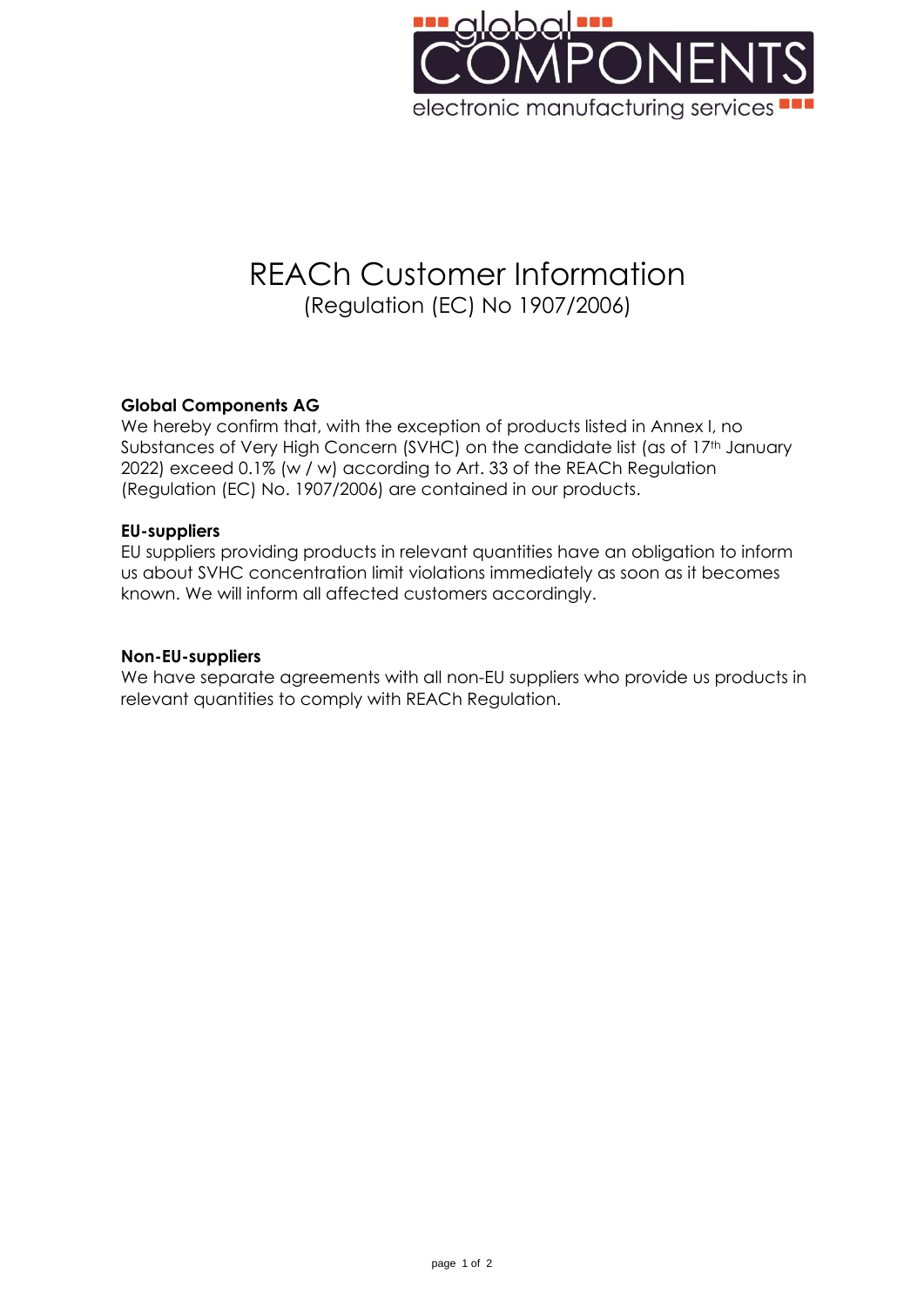# REACh Customer Information

(Regulation (EC) No 1907/2006)

**Global Components AG**

We hereby confirm that, with the exception of products listed in Annex I, no Substances of Very High Concern (SVHC) on the candidate list (as of 17th January 2022) exceed 0.1% (w / w) according to Art. 33 of the REACh Regulation (Regulation (EC) No. 1907/2006) are contained in our products.

**EU-suppliers**

EU suppliers providing products in relevant quantities have an obligation to inform us about SVHC concentration limit violations immediately as soon as it becomes known. We will inform all affected customers accordingly.

**Non-EU-suppliers**

We have separate agreements with all non-EU suppliers who provide us products in relevant quantities to comply with REACh Regulation.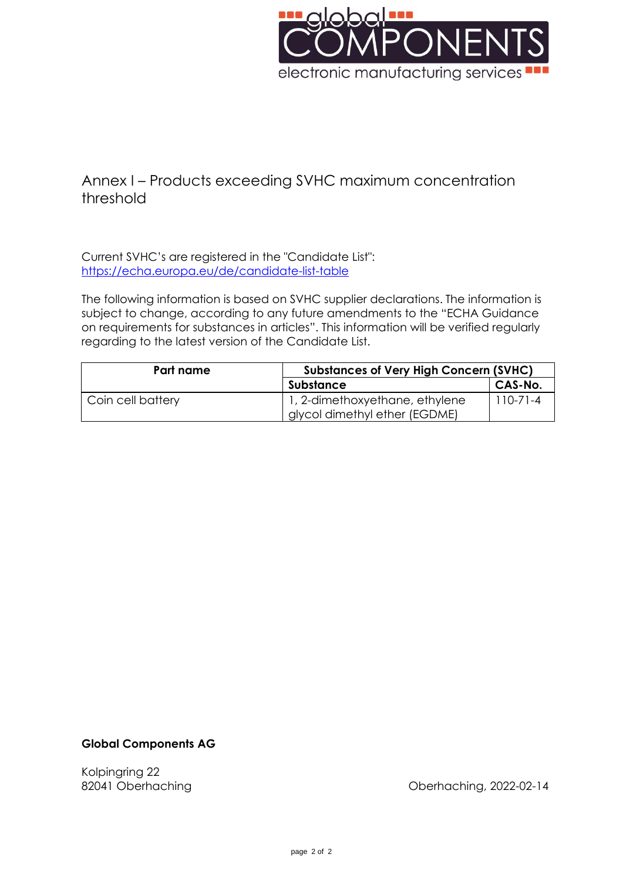# Annex I – Products exceeding SVHC maximum concentration threshold

Current SVHC's are registered in the "Candidate List":
[https://echa.europa.eu/de/candidate-list-table](https://echa.europa.eu/de/candidate-list-table)

The following information is based on SVHC supplier declarations. The information is subject to change, according to any future amendments to the "ECHA Guidance on requirements for substances in articles". This information will be verified regularly regarding to the latest version of the Candidate List.

| Part name | Substances of Very High Concern (SVHC) | |
|---|---|---|
| | Substance | CAS-No. |
| Coin cell battery | 1, 2-dimethoxyethane, ethylene glycol dimethyl ether (EGDME) | 110-71-4 |

**Global Components AG**

Kolpingring 22
82041 Oberhaching

Oberhaching, 2022-02-14